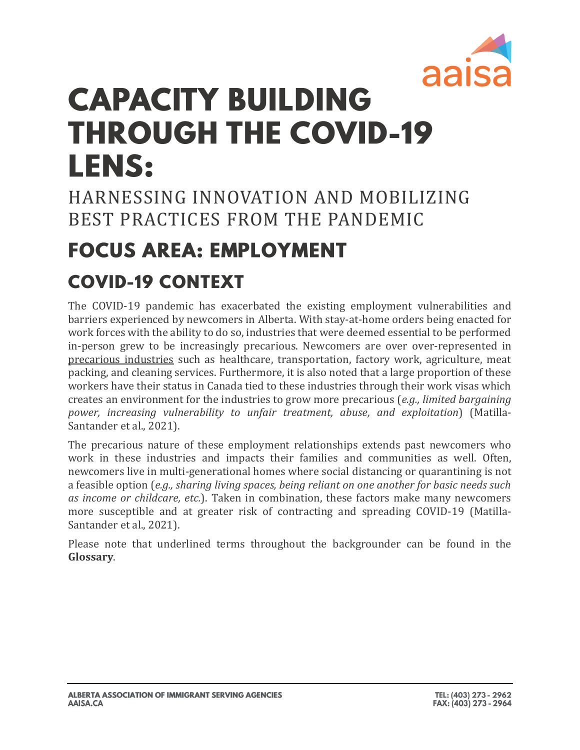# CAPACITY BUILDING THROUGH THE COVID-19 LENS:

## HARNESSING INNOVATION AND MOBILIZING BEST PRACTICES FROM THE PANDEMIC

## FOCUS AREA: EMPLOYMENT

### COVID-19 CONTEXT

The COVID-19 pandemic has exacerbated the existing employment vulnerabilities and barriers experienced by newcomers in Alberta. With stay-at-home orders being enacted for work forces with the ability to do so, industries that were deemed essential to be performed in-person grew to be increasingly precarious. Newcomers are over over-represented in <u>precarious industries</u> such as healthcare, transportation, factory work, agriculture, meat packing, and cleaning services. Furthermore, it is also noted that a large proportion of these workers have their status in Canada tied to these industries through their work visas which creates an environment for the industries to grow more precarious (*e.g., limited bargaining power, increasing vulnerability to unfair treatment, abuse, and exploitation*) (Matilla-Santander et al., 2021).

The precarious nature of these employment relationships extends past newcomers who work in these industries and impacts their families and communities as well. Often, newcomers live in multi-generational homes where social distancing or quarantining is not a feasible option (*e.g., sharing living spaces, being reliant on one another for basic needs such as income or childcare, etc.*). Taken in combination, these factors make many newcomers more susceptible and at greater risk of contracting and spreading COVID-19 (Matilla-Santander et al., 2021).

Please note that underlined terms throughout the backgrounder can be found in the **Glossary**.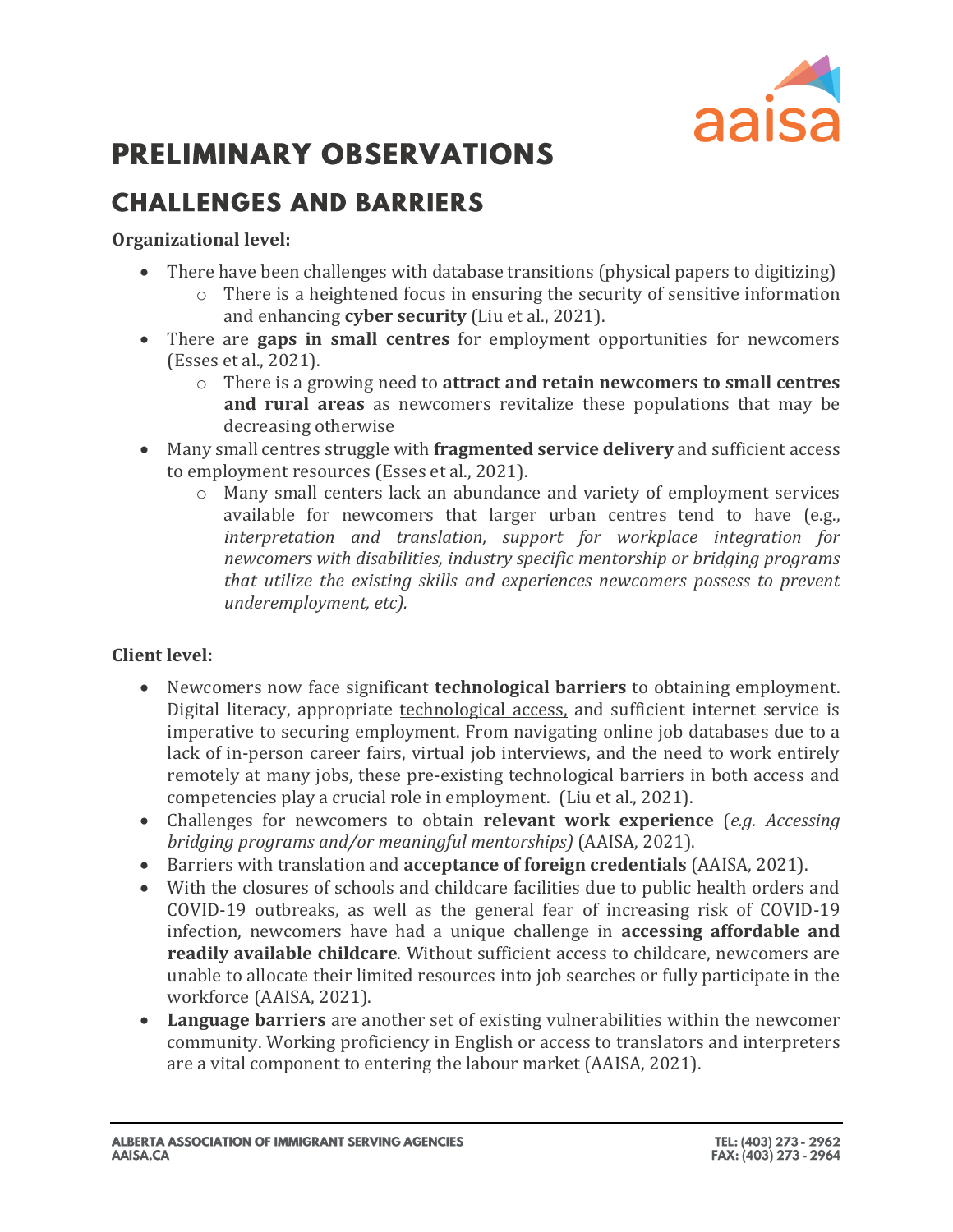# PRELIMINARY OBSERVATIONS

## CHALLENGES AND BARRIERS

**Organizational level:**

- There have been challenges with database transitions (physical papers to digitizing)
  - There is a heightened focus in ensuring the security of sensitive information and enhancing **cyber security** (Liu et al., 2021).
- There are **gaps in small centres** for employment opportunities for newcomers (Esses et al., 2021).
  - There is a growing need to **attract and retain newcomers to small centres and rural areas** as newcomers revitalize these populations that may be decreasing otherwise
- Many small centres struggle with **fragmented service delivery** and sufficient access to employment resources (Esses et al., 2021).
  - Many small centers lack an abundance and variety of employment services available for newcomers that larger urban centres tend to have (e.g., *interpretation and translation, support for workplace integration for newcomers with disabilities, industry specific mentorship or bridging programs that utilize the existing skills and experiences newcomers possess to prevent underemployment, etc).*

**Client level:**

- Newcomers now face significant **technological barriers** to obtaining employment. Digital literacy, appropriate technological access, and sufficient internet service is imperative to securing employment. From navigating online job databases due to a lack of in-person career fairs, virtual job interviews, and the need to work entirely remotely at many jobs, these pre-existing technological barriers in both access and competencies play a crucial role in employment. (Liu et al., 2021).
- Challenges for newcomers to obtain **relevant work experience** (*e.g. Accessing bridging programs and/or meaningful mentorships)* (AAISA, 2021).
- Barriers with translation and **acceptance of foreign credentials** (AAISA, 2021).
- With the closures of schools and childcare facilities due to public health orders and COVID-19 outbreaks, as well as the general fear of increasing risk of COVID-19 infection, newcomers have had a unique challenge in **accessing affordable and readily available childcare**. Without sufficient access to childcare, newcomers are unable to allocate their limited resources into job searches or fully participate in the workforce (AAISA, 2021).
- **Language barriers** are another set of existing vulnerabilities within the newcomer community. Working proficiency in English or access to translators and interpreters are a vital component to entering the labour market (AAISA, 2021).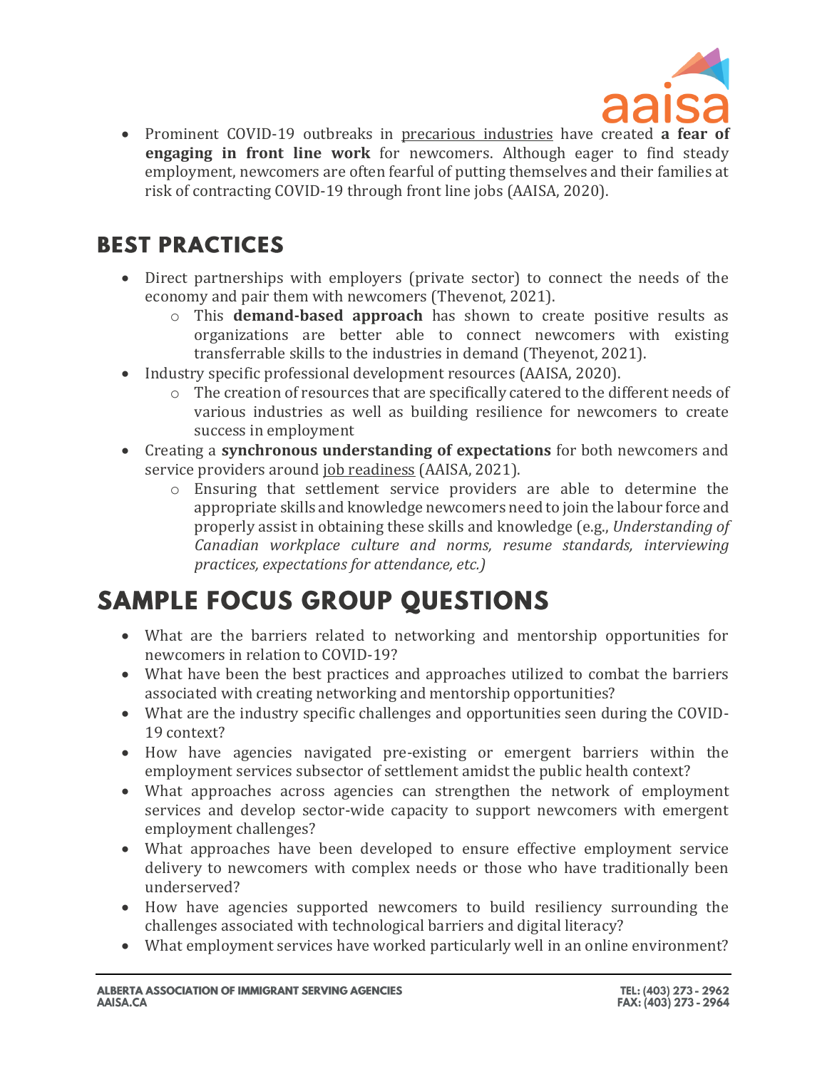- Prominent COVID-19 outbreaks in precarious industries have created **a fear of engaging in front line work** for newcomers. Although eager to find steady employment, newcomers are often fearful of putting themselves and their families at risk of contracting COVID-19 through front line jobs (AAISA, 2020).

## BEST PRACTICES

- Direct partnerships with employers (private sector) to connect the needs of the economy and pair them with newcomers (Thevenot, 2021).
  - This **demand-based approach** has shown to create positive results as organizations are better able to connect newcomers with existing transferrable skills to the industries in demand (Theyenot, 2021).
- Industry specific professional development resources (AAISA, 2020).
  - The creation of resources that are specifically catered to the different needs of various industries as well as building resilience for newcomers to create success in employment
- Creating a **synchronous understanding of expectations** for both newcomers and service providers around job readiness (AAISA, 2021).
  - Ensuring that settlement service providers are able to determine the appropriate skills and knowledge newcomers need to join the labour force and properly assist in obtaining these skills and knowledge (e.g., *Understanding of Canadian workplace culture and norms, resume standards, interviewing practices, expectations for attendance, etc.)*

# SAMPLE FOCUS GROUP QUESTIONS

- What are the barriers related to networking and mentorship opportunities for newcomers in relation to COVID-19?
- What have been the best practices and approaches utilized to combat the barriers associated with creating networking and mentorship opportunities?
- What are the industry specific challenges and opportunities seen during the COVID-19 context?
- How have agencies navigated pre-existing or emergent barriers within the employment services subsector of settlement amidst the public health context?
- What approaches across agencies can strengthen the network of employment services and develop sector-wide capacity to support newcomers with emergent employment challenges?
- What approaches have been developed to ensure effective employment service delivery to newcomers with complex needs or those who have traditionally been underserved?
- How have agencies supported newcomers to build resiliency surrounding the challenges associated with technological barriers and digital literacy?
- What employment services have worked particularly well in an online environment?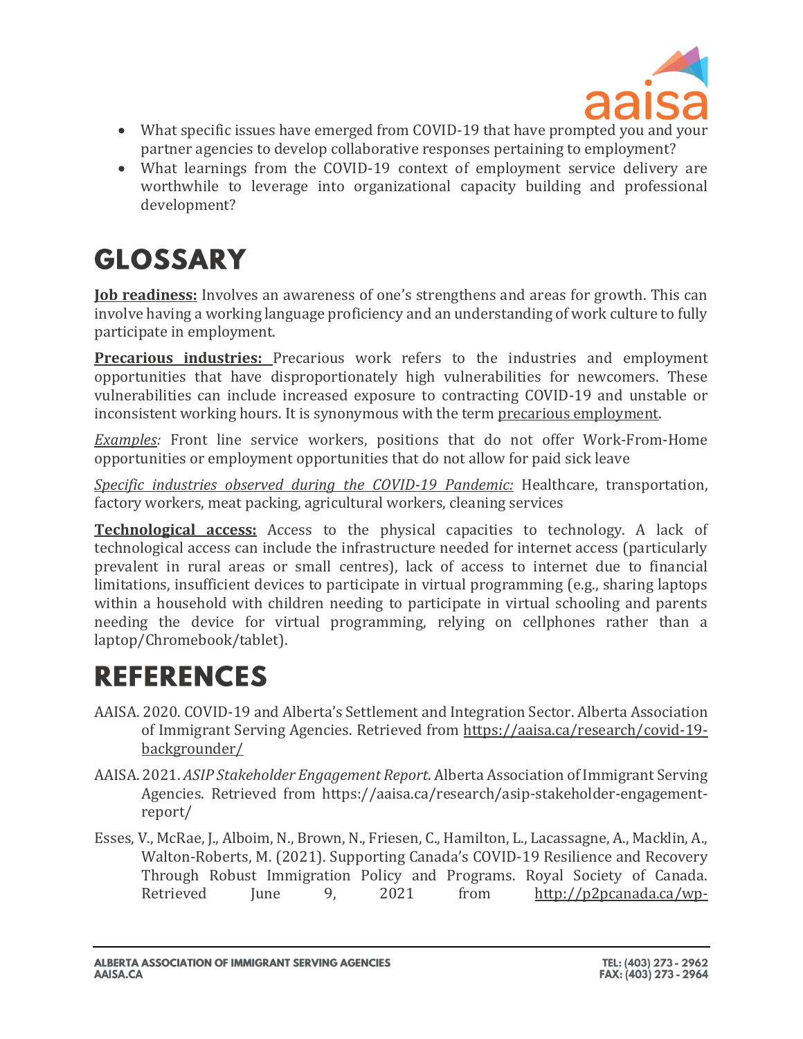- What specific issues have emerged from COVID-19 that have prompted you and your partner agencies to develop collaborative responses pertaining to employment?
- What learnings from the COVID-19 context of employment service delivery are worthwhile to leverage into organizational capacity building and professional development?

# GLOSSARY

**Job readiness:** Involves an awareness of one's strengthens and areas for growth. This can involve having a working language proficiency and an understanding of work culture to fully participate in employment.

**Precarious industries:** Precarious work refers to the industries and employment opportunities that have disproportionately high vulnerabilities for newcomers. These vulnerabilities can include increased exposure to contracting COVID-19 and unstable or inconsistent working hours. It is synonymous with the term precarious employment.

*Examples:* Front line service workers, positions that do not offer Work-From-Home opportunities or employment opportunities that do not allow for paid sick leave

*Specific industries observed during the COVID-19 Pandemic:* Healthcare, transportation, factory workers, meat packing, agricultural workers, cleaning services

**Technological access:** Access to the physical capacities to technology. A lack of technological access can include the infrastructure needed for internet access (particularly prevalent in rural areas or small centres), lack of access to internet due to financial limitations, insufficient devices to participate in virtual programming (e.g., sharing laptops within a household with children needing to participate in virtual schooling and parents needing the device for virtual programming, relying on cellphones rather than a laptop/Chromebook/tablet).

# REFERENCES

AAISA. 2020. COVID-19 and Alberta's Settlement and Integration Sector. Alberta Association of Immigrant Serving Agencies. Retrieved from https://aaisa.ca/research/covid-19-backgrounder/

AAISA. 2021. *ASIP Stakeholder Engagement Report*. Alberta Association of Immigrant Serving Agencies. Retrieved from https://aaisa.ca/research/asip-stakeholder-engagement-report/

Esses, V., McRae, J., Alboim, N., Brown, N., Friesen, C., Hamilton, L., Lacassagne, A., Macklin, A., Walton-Roberts, M. (2021). Supporting Canada's COVID-19 Resilience and Recovery Through Robust Immigration Policy and Programs. Royal Society of Canada. Retrieved June 9, 2021 from http://p2pcanada.ca/wp-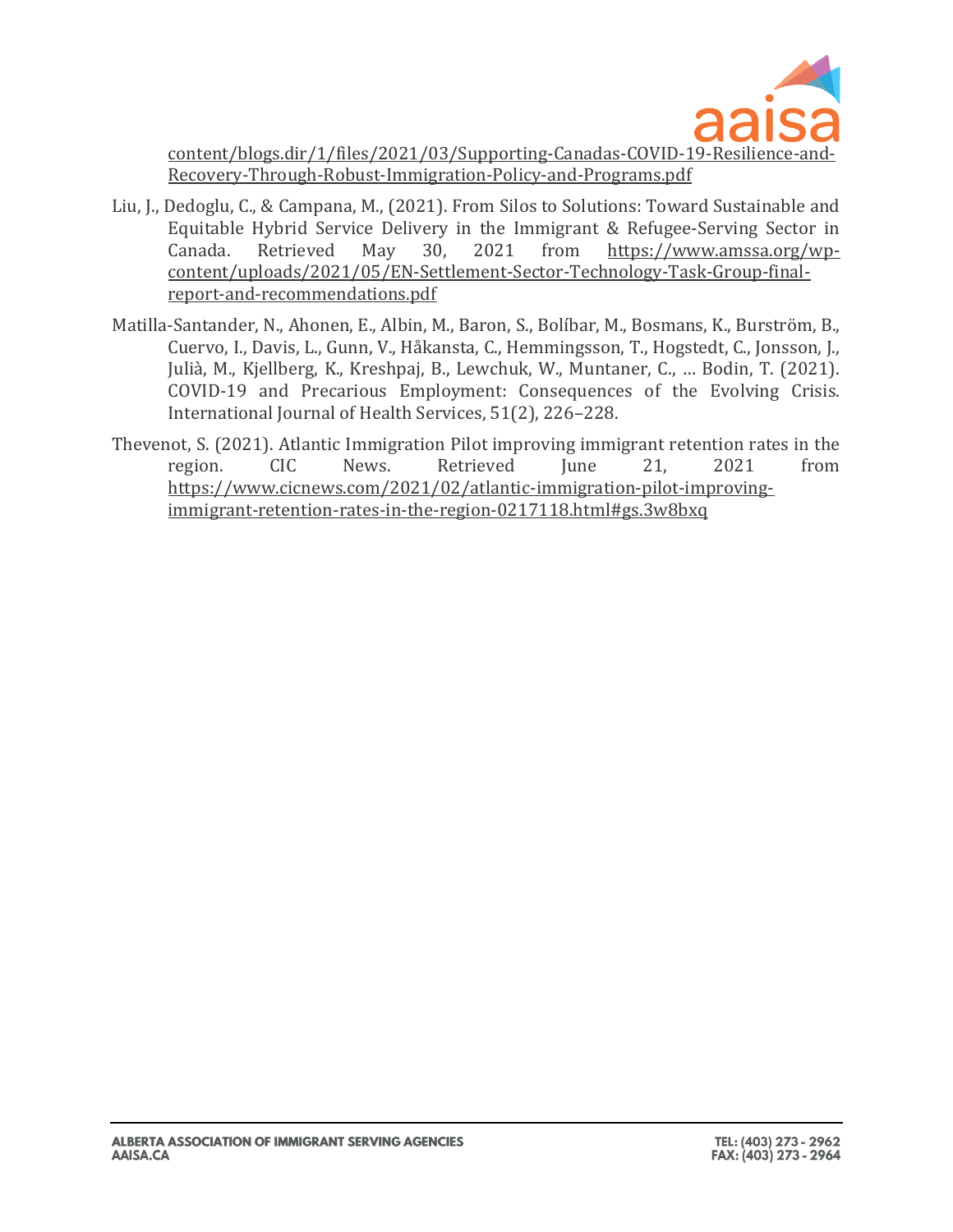content/blogs.dir/1/files/2021/03/Supporting-Canadas-COVID-19-Resilience-and-Recovery-Through-Robust-Immigration-Policy-and-Programs.pdf

Liu, J., Dedoglu, C., & Campana, M., (2021). From Silos to Solutions: Toward Sustainable and Equitable Hybrid Service Delivery in the Immigrant & Refugee-Serving Sector in Canada. Retrieved May 30, 2021 from https://www.amssa.org/wp-content/uploads/2021/05/EN-Settlement-Sector-Technology-Task-Group-final-report-and-recommendations.pdf

Matilla-Santander, N., Ahonen, E., Albin, M., Baron, S., Bolíbar, M., Bosmans, K., Burström, B., Cuervo, I., Davis, L., Gunn, V., Håkansta, C., Hemmingsson, T., Hogstedt, C., Jonsson, J., Julià, M., Kjellberg, K., Kreshpaj, B., Lewchuk, W., Muntaner, C., … Bodin, T. (2021). COVID-19 and Precarious Employment: Consequences of the Evolving Crisis. International Journal of Health Services, 51(2), 226–228.

Thevenot, S. (2021). Atlantic Immigration Pilot improving immigrant retention rates in the region. CIC News. Retrieved June 21, 2021 from https://www.cicnews.com/2021/02/atlantic-immigration-pilot-improving-immigrant-retention-rates-in-the-region-0217118.html#gs.3w8bxq